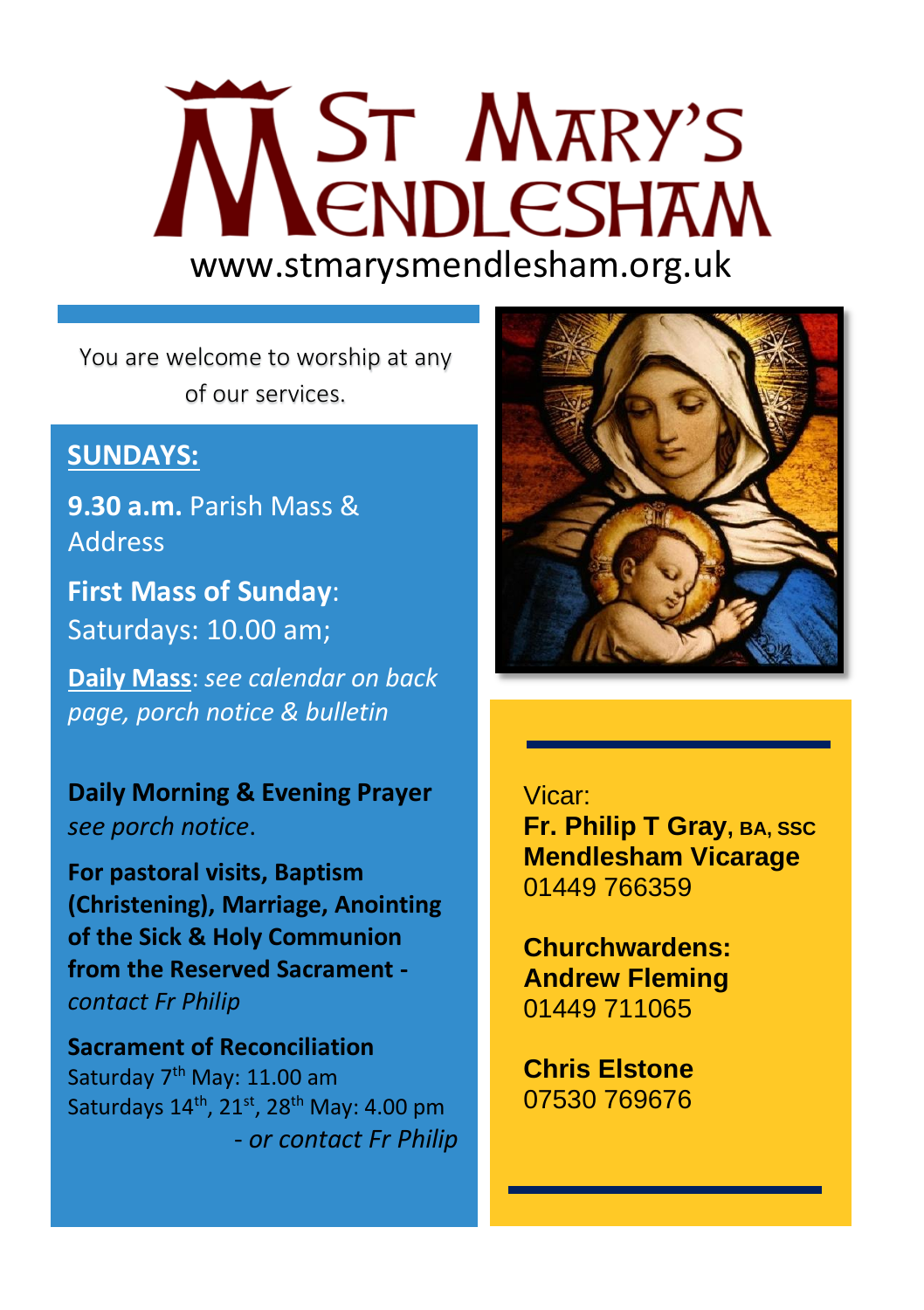# St Mary's Mendlesham

www.stmarysmendlesham.org.uk

You are welcome to worship at any of our services.

## SUNDAYS:

**9.30 a.m.** Parish Mass & Address

**First Mass of Sunday**: Saturdays: 10.00 am;

**Daily Mass**: *see calendar on back page, porch notice & bulletin*

**Daily Morning & Evening Prayer** *see porch notice*.

**For pastoral visits, Baptism (Christening), Marriage, Anointing of the Sick & Holy Communion from the Reserved Sacrament -** *contact Fr Philip*

**Sacrament of Reconciliation**
Saturday 7th May: 11.00 am
Saturdays 14th, 21st, 28th May: 4.00 pm
*- or contact Fr Philip*

Vicar:
**Fr. Philip T Gray, BA, SSC**
**Mendlesham Vicarage**
01449 766359

**Churchwardens:**
**Andrew Fleming**
01449 711065

**Chris Elstone**
07530 769676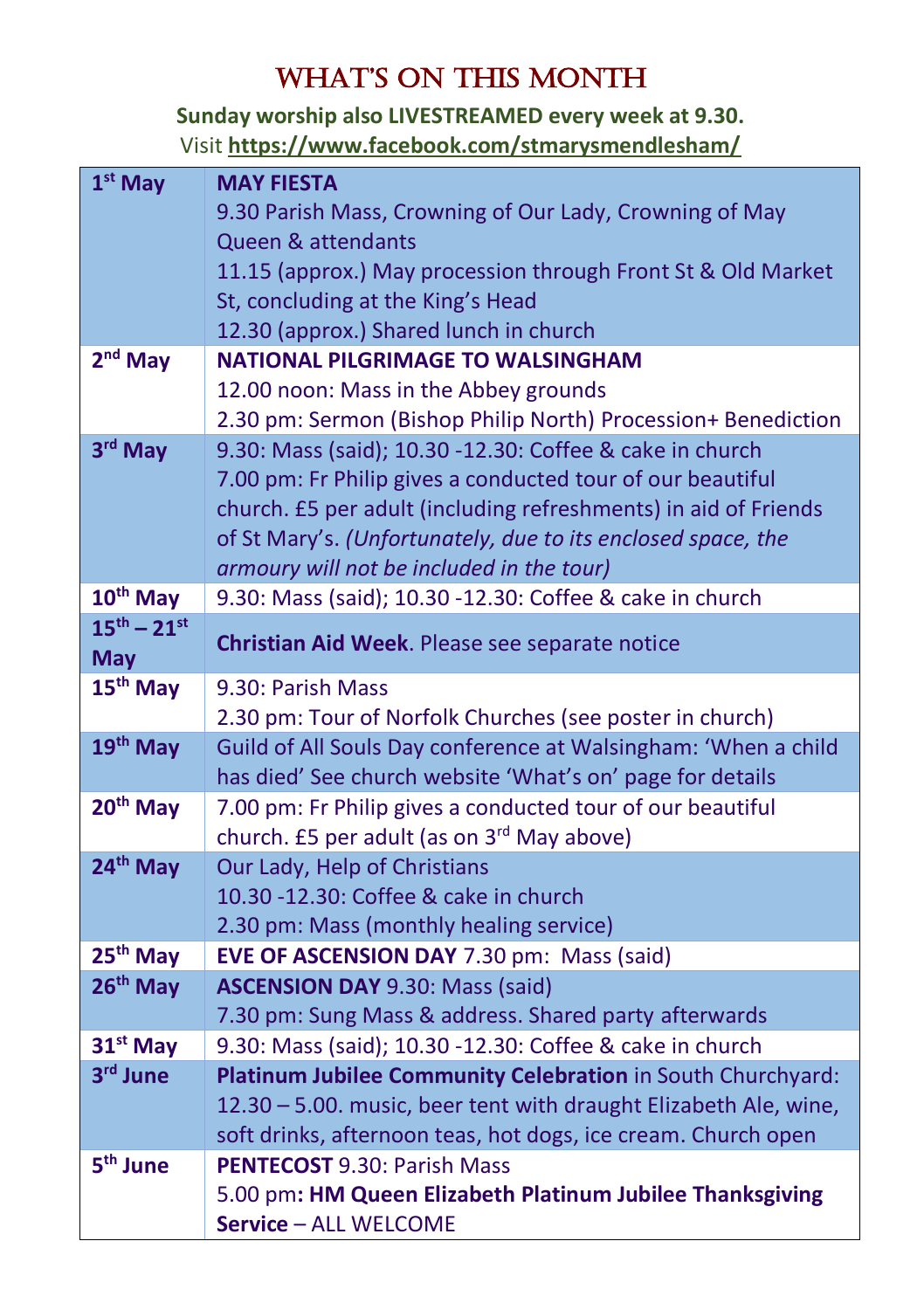# WHAT'S ON THIS MONTH

**Sunday worship also LIVESTREAMED every week at 9.30.**
Visit **https://www.facebook.com/stmarysmendlesham/**

| Date | Event |
|---|---|
| **1st May** | **MAY FIESTA**<br>9.30 Parish Mass, Crowning of Our Lady, Crowning of May Queen & attendants<br>11.15 (approx.) May procession through Front St & Old Market St, concluding at the King's Head<br>12.30 (approx.) Shared lunch in church |
| **2nd May** | **NATIONAL PILGRIMAGE TO WALSINGHAM**<br>12.00 noon: Mass in the Abbey grounds<br>2.30 pm: Sermon (Bishop Philip North) Procession+ Benediction |
| **3rd May** | 9.30: Mass (said); 10.30 -12.30: Coffee & cake in church<br>7.00 pm: Fr Philip gives a conducted tour of our beautiful church. £5 per adult (including refreshments) in aid of Friends of St Mary's. *(Unfortunately, due to its enclosed space, the armoury will not be included in the tour)* |
| **10th May** | 9.30: Mass (said); 10.30 -12.30: Coffee & cake in church |
| **15th – 21st May** | **Christian Aid Week**. Please see separate notice |
| **15th May** | 9.30: Parish Mass<br>2.30 pm: Tour of Norfolk Churches (see poster in church) |
| **19th May** | Guild of All Souls Day conference at Walsingham: 'When a child has died' See church website 'What's on' page for details |
| **20th May** | 7.00 pm: Fr Philip gives a conducted tour of our beautiful church. £5 per adult (as on 3rd May above) |
| **24th May** | Our Lady, Help of Christians<br>10.30 -12.30: Coffee & cake in church<br>2.30 pm: Mass (monthly healing service) |
| **25th May** | **EVE OF ASCENSION DAY** 7.30 pm: Mass (said) |
| **26th May** | **ASCENSION DAY** 9.30: Mass (said)<br>7.30 pm: Sung Mass & address. Shared party afterwards |
| **31st May** | 9.30: Mass (said); 10.30 -12.30: Coffee & cake in church |
| **3rd June** | **Platinum Jubilee Community Celebration** in South Churchyard: 12.30 – 5.00. music, beer tent with draught Elizabeth Ale, wine, soft drinks, afternoon teas, hot dogs, ice cream. Church open |
| **5th June** | **PENTECOST** 9.30: Parish Mass<br>5.00 pm**: HM Queen Elizabeth Platinum Jubilee Thanksgiving Service** – ALL WELCOME |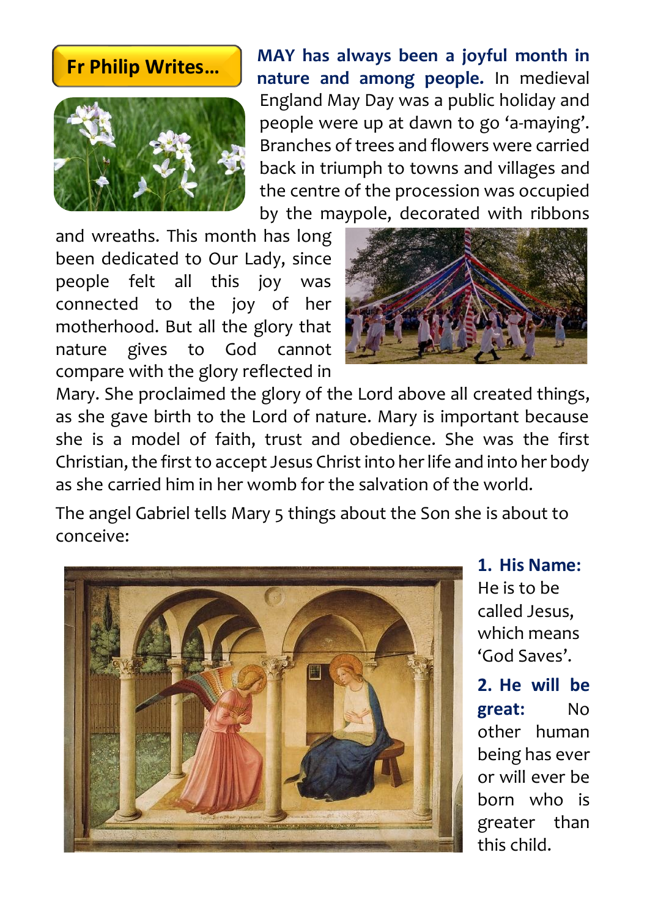## Fr Philip Writes…

**MAY has always been a joyful month in nature and among people.** In medieval England May Day was a public holiday and people were up at dawn to go 'a-maying'. Branches of trees and flowers were carried back in triumph to towns and villages and the centre of the procession was occupied by the maypole, decorated with ribbons and wreaths. This month has long been dedicated to Our Lady, since people felt all this joy was connected to the joy of her motherhood. But all the glory that nature gives to God cannot compare with the glory reflected in Mary. She proclaimed the glory of the Lord above all created things, as she gave birth to the Lord of nature. Mary is important because she is a model of faith, trust and obedience. She was the first Christian, the first to accept Jesus Christ into her life and into her body as she carried him in her womb for the salvation of the world.

The angel Gabriel tells Mary 5 things about the Son she is about to conceive:

1. **His Name:** He is to be called Jesus, which means 'God Saves'.
2. **He will be great:** No other human being has ever or will ever be born who is greater than this child.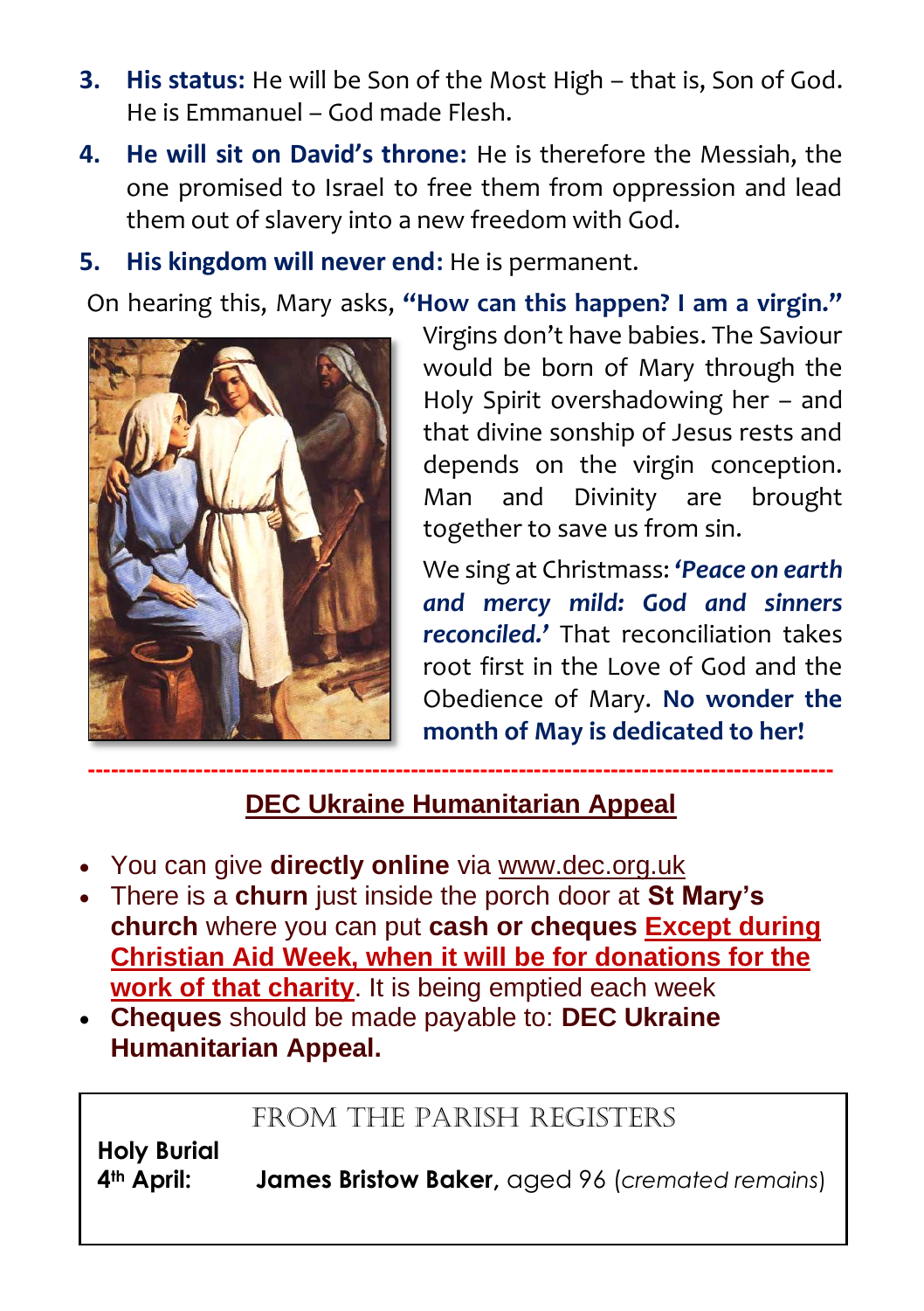3. **His status:** He will be Son of the Most High – that is, Son of God. He is Emmanuel – God made Flesh.
4. **He will sit on David's throne:** He is therefore the Messiah, the one promised to Israel to free them from oppression and lead them out of slavery into a new freedom with God.
5. **His kingdom will never end:** He is permanent.

On hearing this, Mary asks, **"How can this happen? I am a virgin."** Virgins don't have babies. The Saviour would be born of Mary through the Holy Spirit overshadowing her – and that divine sonship of Jesus rests and depends on the virgin conception. Man and Divinity are brought together to save us from sin.

We sing at Christmass: ***'Peace on earth and mercy mild: God and sinners reconciled.'*** That reconciliation takes root first in the Love of God and the Obedience of Mary. **No wonder the month of May is dedicated to her!**

---

## DEC Ukraine Humanitarian Appeal

- You can give **directly online** via www.dec.org.uk
- There is a **churn** just inside the porch door at **St Mary's church** where you can put **cash or cheques** **Except during Christian Aid Week, when it will be for donations for the work of that charity**. It is being emptied each week
- **Cheques** should be made payable to: **DEC Ukraine Humanitarian Appeal.**

## FROM THE PARISH REGISTERS

**Holy Burial**

**4th April:** **James Bristow Baker**, aged 96 (*cremated remains*)